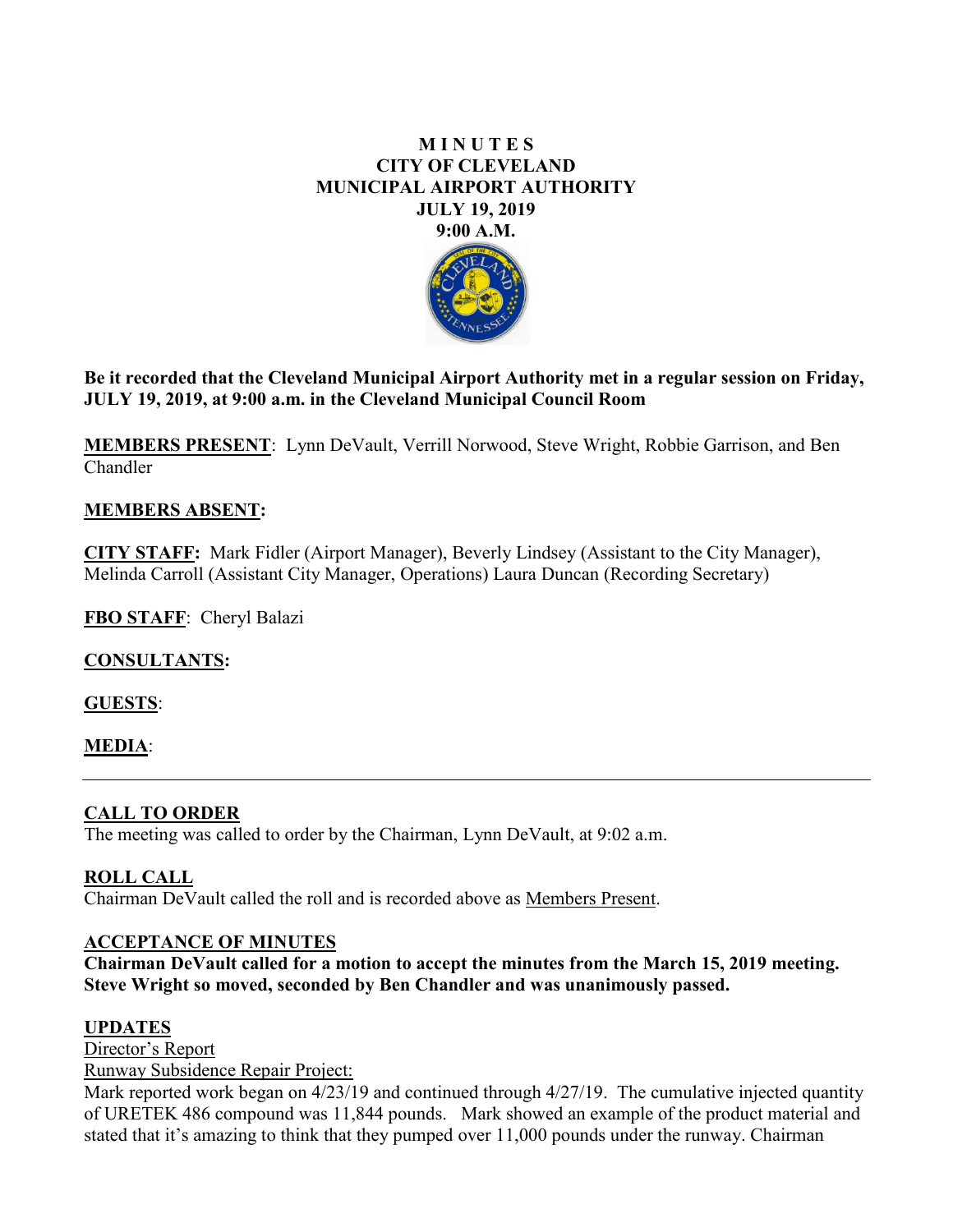# MINUTES
# CITY OF CLEVELAND
# MUNICIPAL AIRPORT AUTHORITY
# JULY 19, 2019
# 9:00 A.M.

**Be it recorded that the Cleveland Municipal Airport Authority met in a regular session on Friday, JULY 19, 2019, at 9:00 a.m. in the Cleveland Municipal Council Room**

**MEMBERS PRESENT**: Lynn DeVault, Verrill Norwood, Steve Wright, Robbie Garrison, and Ben Chandler

**MEMBERS ABSENT:**

**CITY STAFF:** Mark Fidler (Airport Manager), Beverly Lindsey (Assistant to the City Manager), Melinda Carroll (Assistant City Manager, Operations) Laura Duncan (Recording Secretary)

**FBO STAFF**: Cheryl Balazi

**CONSULTANTS:**

**GUESTS**:

**MEDIA**:

---

## CALL TO ORDER

The meeting was called to order by the Chairman, Lynn DeVault, at 9:02 a.m.

## ROLL CALL

Chairman DeVault called the roll and is recorded above as Members Present.

## ACCEPTANCE OF MINUTES

**Chairman DeVault called for a motion to accept the minutes from the March 15, 2019 meeting. Steve Wright so moved, seconded by Ben Chandler and was unanimously passed.**

## UPDATES

Director's Report

Runway Subsidence Repair Project:

Mark reported work began on 4/23/19 and continued through 4/27/19. The cumulative injected quantity of URETEK 486 compound was 11,844 pounds. Mark showed an example of the product material and stated that it's amazing to think that they pumped over 11,000 pounds under the runway. Chairman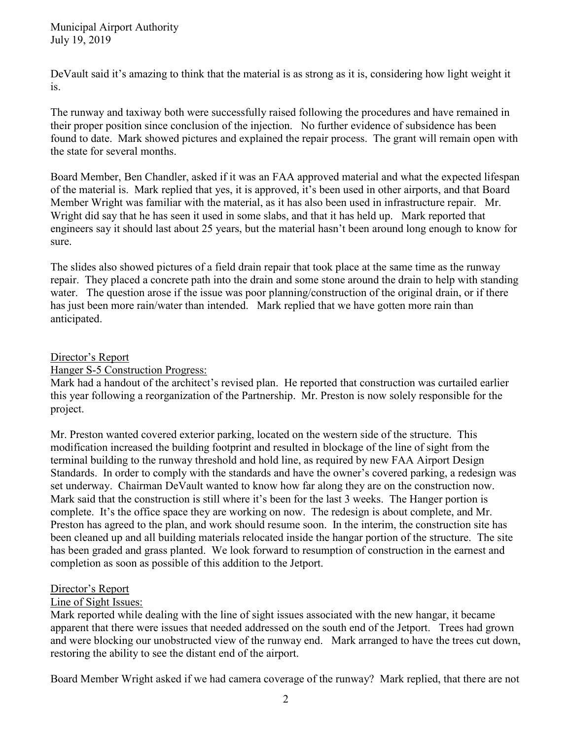DeVault said it's amazing to think that the material is as strong as it is, considering how light weight it is.

The runway and taxiway both were successfully raised following the procedures and have remained in their proper position since conclusion of the injection. No further evidence of subsidence has been found to date. Mark showed pictures and explained the repair process. The grant will remain open with the state for several months.

Board Member, Ben Chandler, asked if it was an FAA approved material and what the expected lifespan of the material is. Mark replied that yes, it is approved, it's been used in other airports, and that Board Member Wright was familiar with the material, as it has also been used in infrastructure repair. Mr. Wright did say that he has seen it used in some slabs, and that it has held up. Mark reported that engineers say it should last about 25 years, but the material hasn't been around long enough to know for sure.

The slides also showed pictures of a field drain repair that took place at the same time as the runway repair. They placed a concrete path into the drain and some stone around the drain to help with standing water. The question arose if the issue was poor planning/construction of the original drain, or if there has just been more rain/water than intended. Mark replied that we have gotten more rain than anticipated.

<u>Director's Report</u>

<u>Hanger S-5 Construction Progress:</u>

Mark had a handout of the architect's revised plan. He reported that construction was curtailed earlier this year following a reorganization of the Partnership. Mr. Preston is now solely responsible for the project.

Mr. Preston wanted covered exterior parking, located on the western side of the structure. This modification increased the building footprint and resulted in blockage of the line of sight from the terminal building to the runway threshold and hold line, as required by new FAA Airport Design Standards. In order to comply with the standards and have the owner's covered parking, a redesign was set underway. Chairman DeVault wanted to know how far along they are on the construction now. Mark said that the construction is still where it's been for the last 3 weeks. The Hanger portion is complete. It's the office space they are working on now. The redesign is about complete, and Mr. Preston has agreed to the plan, and work should resume soon. In the interim, the construction site has been cleaned up and all building materials relocated inside the hangar portion of the structure. The site has been graded and grass planted. We look forward to resumption of construction in the earnest and completion as soon as possible of this addition to the Jetport.

<u>Director's Report</u>

<u>Line of Sight Issues:</u>

Mark reported while dealing with the line of sight issues associated with the new hangar, it became apparent that there were issues that needed addressed on the south end of the Jetport. Trees had grown and were blocking our unobstructed view of the runway end. Mark arranged to have the trees cut down, restoring the ability to see the distant end of the airport.

Board Member Wright asked if we had camera coverage of the runway? Mark replied, that there are not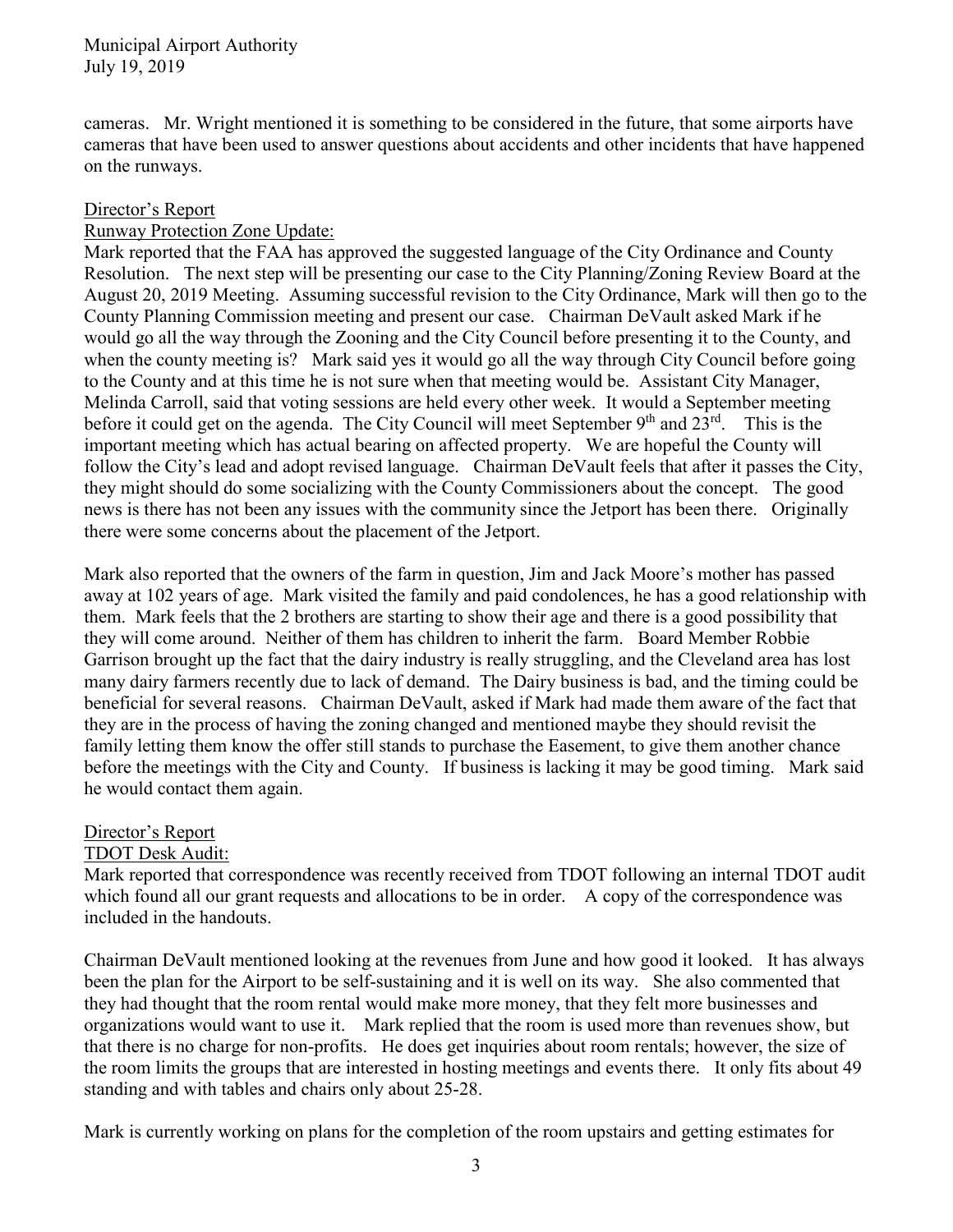cameras. Mr. Wright mentioned it is something to be considered in the future, that some airports have cameras that have been used to answer questions about accidents and other incidents that have happened on the runways.

Director's Report

Runway Protection Zone Update:

Mark reported that the FAA has approved the suggested language of the City Ordinance and County Resolution. The next step will be presenting our case to the City Planning/Zoning Review Board at the August 20, 2019 Meeting. Assuming successful revision to the City Ordinance, Mark will then go to the County Planning Commission meeting and present our case. Chairman DeVault asked Mark if he would go all the way through the Zooning and the City Council before presenting it to the County, and when the county meeting is? Mark said yes it would go all the way through City Council before going to the County and at this time he is not sure when that meeting would be. Assistant City Manager, Melinda Carroll, said that voting sessions are held every other week. It would a September meeting before it could get on the agenda. The City Council will meet September 9th and 23rd. This is the important meeting which has actual bearing on affected property. We are hopeful the County will follow the City's lead and adopt revised language. Chairman DeVault feels that after it passes the City, they might should do some socializing with the County Commissioners about the concept. The good news is there has not been any issues with the community since the Jetport has been there. Originally there were some concerns about the placement of the Jetport.

Mark also reported that the owners of the farm in question, Jim and Jack Moore's mother has passed away at 102 years of age. Mark visited the family and paid condolences, he has a good relationship with them. Mark feels that the 2 brothers are starting to show their age and there is a good possibility that they will come around. Neither of them has children to inherit the farm. Board Member Robbie Garrison brought up the fact that the dairy industry is really struggling, and the Cleveland area has lost many dairy farmers recently due to lack of demand. The Dairy business is bad, and the timing could be beneficial for several reasons. Chairman DeVault, asked if Mark had made them aware of the fact that they are in the process of having the zoning changed and mentioned maybe they should revisit the family letting them know the offer still stands to purchase the Easement, to give them another chance before the meetings with the City and County. If business is lacking it may be good timing. Mark said he would contact them again.

Director's Report

TDOT Desk Audit:

Mark reported that correspondence was recently received from TDOT following an internal TDOT audit which found all our grant requests and allocations to be in order. A copy of the correspondence was included in the handouts.

Chairman DeVault mentioned looking at the revenues from June and how good it looked. It has always been the plan for the Airport to be self-sustaining and it is well on its way. She also commented that they had thought that the room rental would make more money, that they felt more businesses and organizations would want to use it. Mark replied that the room is used more than revenues show, but that there is no charge for non-profits. He does get inquiries about room rentals; however, the size of the room limits the groups that are interested in hosting meetings and events there. It only fits about 49 standing and with tables and chairs only about 25-28.

Mark is currently working on plans for the completion of the room upstairs and getting estimates for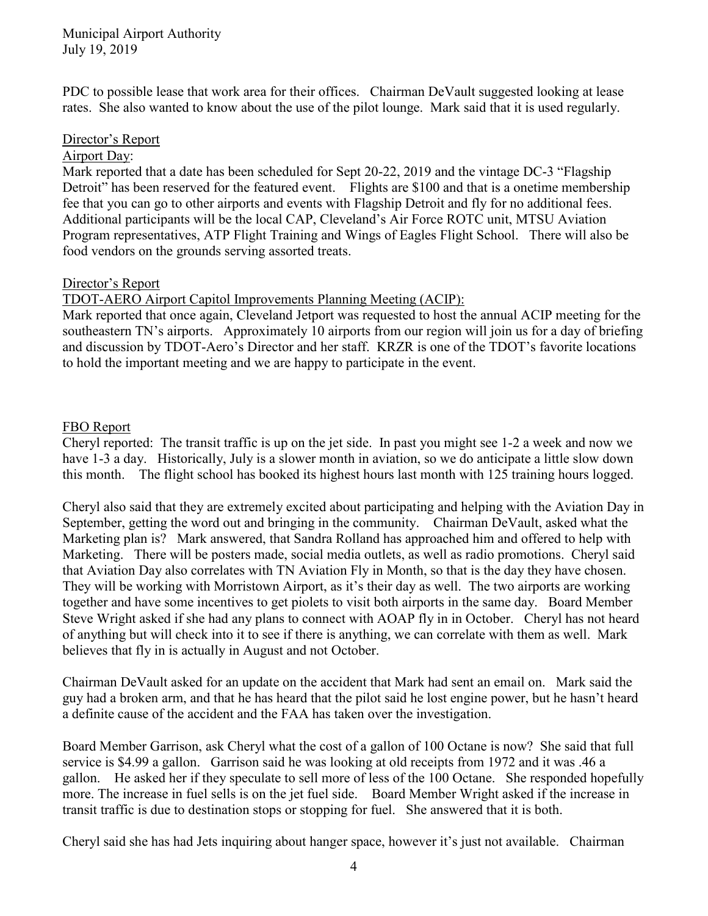PDC to possible lease that work area for their offices. Chairman DeVault suggested looking at lease rates. She also wanted to know about the use of the pilot lounge. Mark said that it is used regularly.

Director's Report

Airport Day:

Mark reported that a date has been scheduled for Sept 20-22, 2019 and the vintage DC-3 "Flagship Detroit" has been reserved for the featured event. Flights are $100 and that is a onetime membership fee that you can go to other airports and events with Flagship Detroit and fly for no additional fees. Additional participants will be the local CAP, Cleveland's Air Force ROTC unit, MTSU Aviation Program representatives, ATP Flight Training and Wings of Eagles Flight School. There will also be food vendors on the grounds serving assorted treats.

Director's Report

TDOT-AERO Airport Capitol Improvements Planning Meeting (ACIP):

Mark reported that once again, Cleveland Jetport was requested to host the annual ACIP meeting for the southeastern TN's airports. Approximately 10 airports from our region will join us for a day of briefing and discussion by TDOT-Aero's Director and her staff. KRZR is one of the TDOT's favorite locations to hold the important meeting and we are happy to participate in the event.

FBO Report

Cheryl reported: The transit traffic is up on the jet side. In past you might see 1-2 a week and now we have 1-3 a day. Historically, July is a slower month in aviation, so we do anticipate a little slow down this month. The flight school has booked its highest hours last month with 125 training hours logged.

Cheryl also said that they are extremely excited about participating and helping with the Aviation Day in September, getting the word out and bringing in the community. Chairman DeVault, asked what the Marketing plan is? Mark answered, that Sandra Rolland has approached him and offered to help with Marketing. There will be posters made, social media outlets, as well as radio promotions. Cheryl said that Aviation Day also correlates with TN Aviation Fly in Month, so that is the day they have chosen. They will be working with Morristown Airport, as it's their day as well. The two airports are working together and have some incentives to get piolets to visit both airports in the same day. Board Member Steve Wright asked if she had any plans to connect with AOAP fly in in October. Cheryl has not heard of anything but will check into it to see if there is anything, we can correlate with them as well. Mark believes that fly in is actually in August and not October.

Chairman DeVault asked for an update on the accident that Mark had sent an email on. Mark said the guy had a broken arm, and that he has heard that the pilot said he lost engine power, but he hasn't heard a definite cause of the accident and the FAA has taken over the investigation.

Board Member Garrison, ask Cheryl what the cost of a gallon of 100 Octane is now? She said that full service is $4.99 a gallon. Garrison said he was looking at old receipts from 1972 and it was .46 a gallon. He asked her if they speculate to sell more of less of the 100 Octane. She responded hopefully more. The increase in fuel sells is on the jet fuel side. Board Member Wright asked if the increase in transit traffic is due to destination stops or stopping for fuel. She answered that it is both.

Cheryl said she has had Jets inquiring about hanger space, however it's just not available. Chairman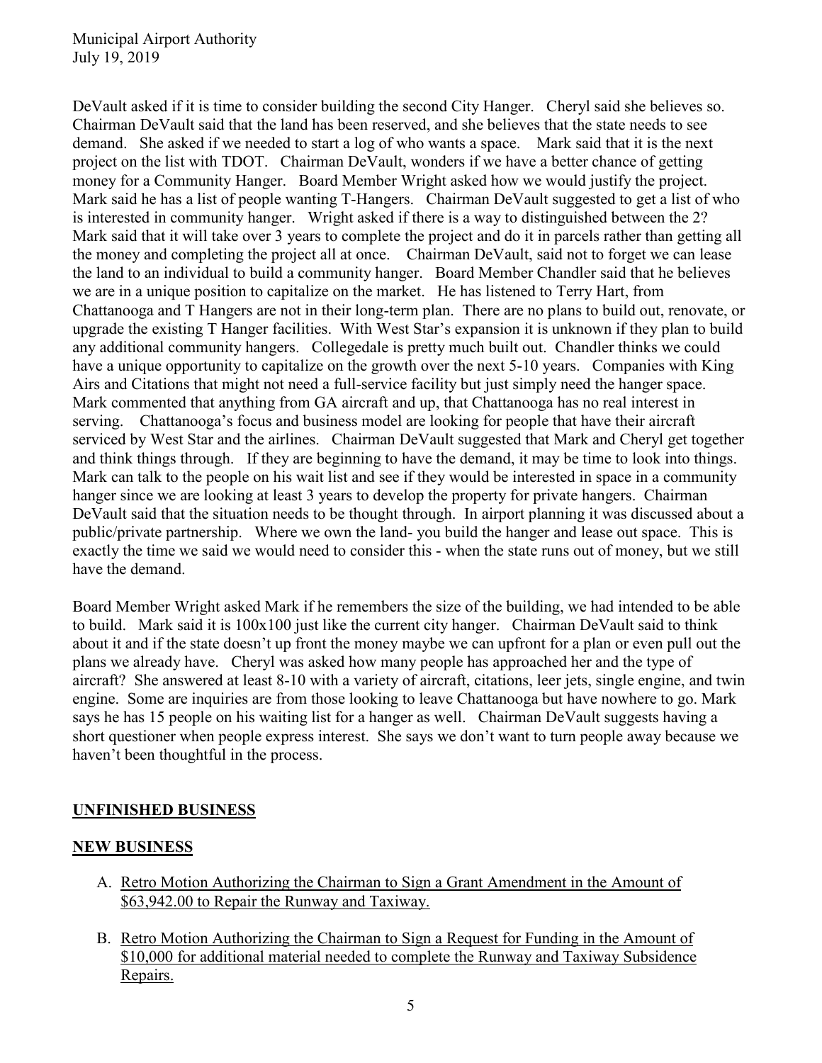DeVault asked if it is time to consider building the second City Hanger. Cheryl said she believes so. Chairman DeVault said that the land has been reserved, and she believes that the state needs to see demand. She asked if we needed to start a log of who wants a space. Mark said that it is the next project on the list with TDOT. Chairman DeVault, wonders if we have a better chance of getting money for a Community Hanger. Board Member Wright asked how we would justify the project. Mark said he has a list of people wanting T-Hangers. Chairman DeVault suggested to get a list of who is interested in community hanger. Wright asked if there is a way to distinguished between the 2? Mark said that it will take over 3 years to complete the project and do it in parcels rather than getting all the money and completing the project all at once. Chairman DeVault, said not to forget we can lease the land to an individual to build a community hanger. Board Member Chandler said that he believes we are in a unique position to capitalize on the market. He has listened to Terry Hart, from Chattanooga and T Hangers are not in their long-term plan. There are no plans to build out, renovate, or upgrade the existing T Hanger facilities. With West Star's expansion it is unknown if they plan to build any additional community hangers. Collegedale is pretty much built out. Chandler thinks we could have a unique opportunity to capitalize on the growth over the next 5-10 years. Companies with King Airs and Citations that might not need a full-service facility but just simply need the hanger space. Mark commented that anything from GA aircraft and up, that Chattanooga has no real interest in serving. Chattanooga's focus and business model are looking for people that have their aircraft serviced by West Star and the airlines. Chairman DeVault suggested that Mark and Cheryl get together and think things through. If they are beginning to have the demand, it may be time to look into things. Mark can talk to the people on his wait list and see if they would be interested in space in a community hanger since we are looking at least 3 years to develop the property for private hangers. Chairman DeVault said that the situation needs to be thought through. In airport planning it was discussed about a public/private partnership. Where we own the land- you build the hanger and lease out space. This is exactly the time we said we would need to consider this - when the state runs out of money, but we still have the demand.

Board Member Wright asked Mark if he remembers the size of the building, we had intended to be able to build. Mark said it is 100x100 just like the current city hanger. Chairman DeVault said to think about it and if the state doesn't up front the money maybe we can upfront for a plan or even pull out the plans we already have. Cheryl was asked how many people has approached her and the type of aircraft? She answered at least 8-10 with a variety of aircraft, citations, leer jets, single engine, and twin engine. Some are inquiries are from those looking to leave Chattanooga but have nowhere to go. Mark says he has 15 people on his waiting list for a hanger as well. Chairman DeVault suggests having a short questioner when people express interest. She says we don't want to turn people away because we haven't been thoughtful in the process.

## UNFINISHED BUSINESS

## NEW BUSINESS

A. Retro Motion Authorizing the Chairman to Sign a Grant Amendment in the Amount of $63,942.00 to Repair the Runway and Taxiway.

B. Retro Motion Authorizing the Chairman to Sign a Request for Funding in the Amount of $10,000 for additional material needed to complete the Runway and Taxiway Subsidence Repairs.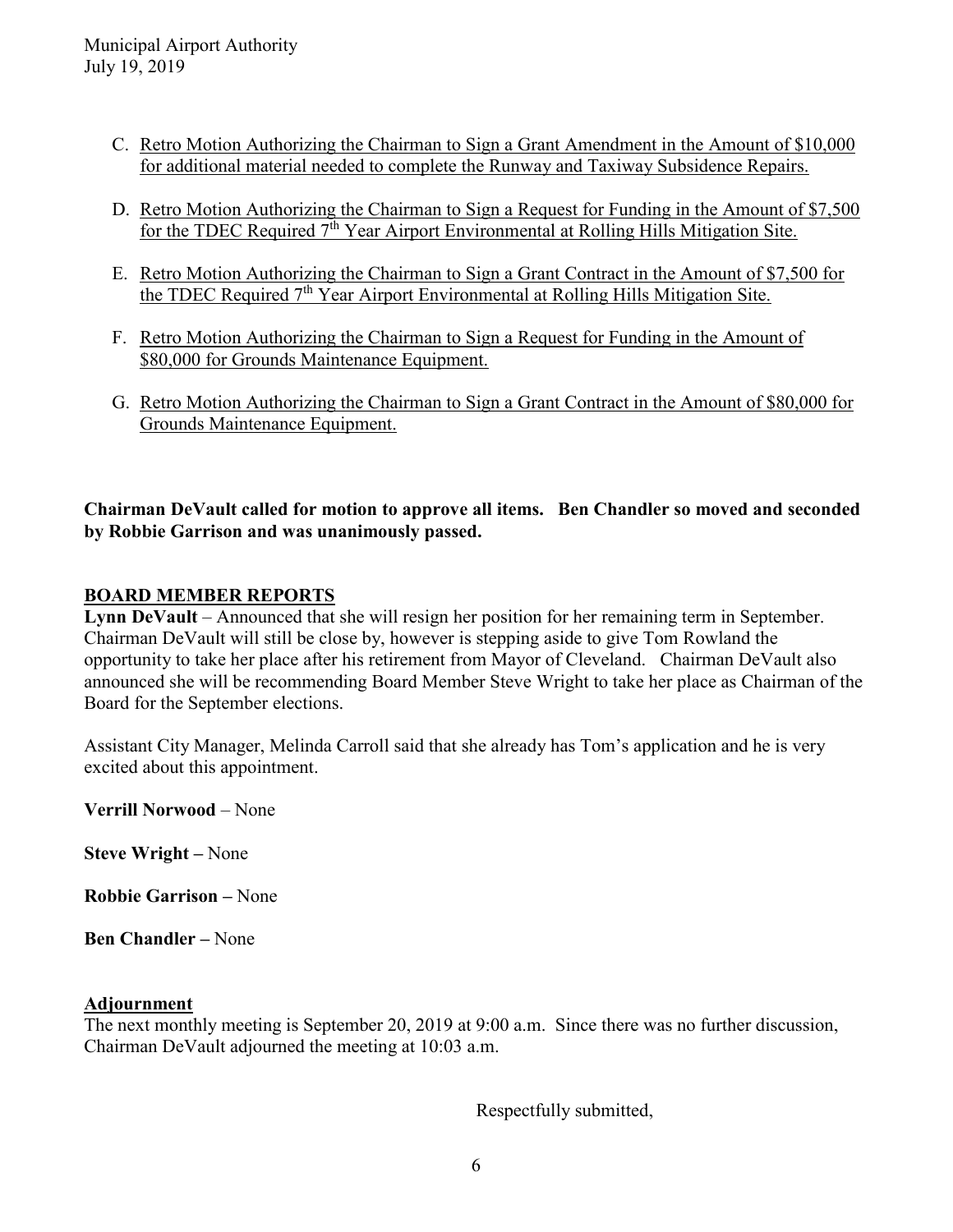C. Retro Motion Authorizing the Chairman to Sign a Grant Amendment in the Amount of $10,000 for additional material needed to complete the Runway and Taxiway Subsidence Repairs.

D. Retro Motion Authorizing the Chairman to Sign a Request for Funding in the Amount of $7,500 for the TDEC Required 7th Year Airport Environmental at Rolling Hills Mitigation Site.

E. Retro Motion Authorizing the Chairman to Sign a Grant Contract in the Amount of $7,500 for the TDEC Required 7th Year Airport Environmental at Rolling Hills Mitigation Site.

F. Retro Motion Authorizing the Chairman to Sign a Request for Funding in the Amount of $80,000 for Grounds Maintenance Equipment.

G. Retro Motion Authorizing the Chairman to Sign a Grant Contract in the Amount of $80,000 for Grounds Maintenance Equipment.

**Chairman DeVault called for motion to approve all items. Ben Chandler so moved and seconded by Robbie Garrison and was unanimously passed.**

## BOARD MEMBER REPORTS

**Lynn DeVault** – Announced that she will resign her position for her remaining term in September. Chairman DeVault will still be close by, however is stepping aside to give Tom Rowland the opportunity to take her place after his retirement from Mayor of Cleveland. Chairman DeVault also announced she will be recommending Board Member Steve Wright to take her place as Chairman of the Board for the September elections.

Assistant City Manager, Melinda Carroll said that she already has Tom's application and he is very excited about this appointment.

**Verrill Norwood** – None

**Steve Wright –** None

**Robbie Garrison –** None

**Ben Chandler –** None

## Adjournment

The next monthly meeting is September 20, 2019 at 9:00 a.m. Since there was no further discussion, Chairman DeVault adjourned the meeting at 10:03 a.m.

Respectfully submitted,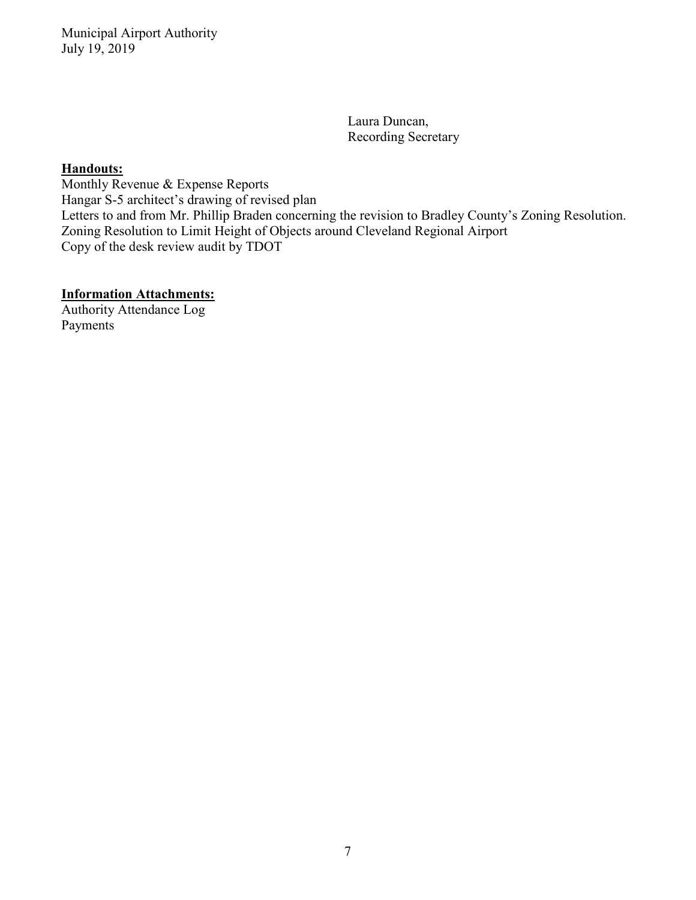Laura Duncan,
Recording Secretary

**Handouts:**

Monthly Revenue & Expense Reports
Hangar S-5 architect's drawing of revised plan
Letters to and from Mr. Phillip Braden concerning the revision to Bradley County's Zoning Resolution.
Zoning Resolution to Limit Height of Objects around Cleveland Regional Airport
Copy of the desk review audit by TDOT

**Information Attachments:**

Authority Attendance Log
Payments